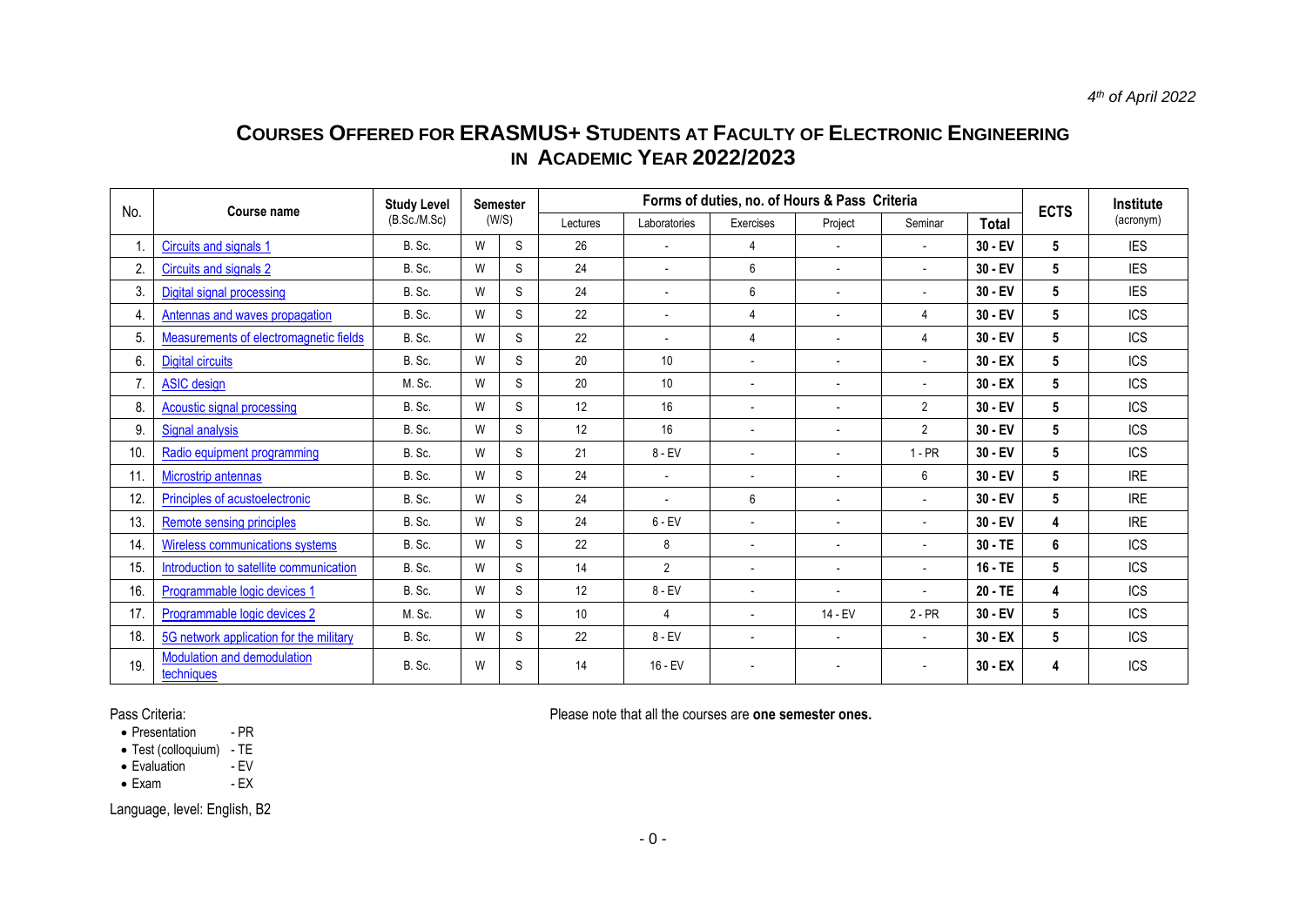*4th of April 2022*

# COURSES OFFERED FOR ERASMUS+ STUDENTS AT FACULTY OF ELECTRONIC ENGINEERING IN ACADEMIC YEAR 2022/2023

| No. | Course name | Study Level (B.Sc./M.Sc) | Semester (W/S) | | Forms of duties, no. of Hours & Pass Criteria | | | | | | ECTS | Institute (acronym) |
|---|---|---|---|---|---|---|---|---|---|---|---|---|
| | | | | | Lectures | Laboratories | Exercises | Project | Seminar | **Total** | | |
| 1. | Circuits and signals 1 | B. Sc. | W | S | 26 | - | 4 | - | - | **30 - EV** | **5** | IES |
| 2. | Circuits and signals 2 | B. Sc. | W | S | 24 | - | 6 | - | - | **30 - EV** | **5** | IES |
| 3. | Digital signal processing | B. Sc. | W | S | 24 | - | 6 | - | - | **30 - EV** | **5** | IES |
| 4. | Antennas and waves propagation | B. Sc. | W | S | 22 | - | 4 | - | 4 | **30 - EV** | **5** | ICS |
| 5. | Measurements of electromagnetic fields | B. Sc. | W | S | 22 | - | 4 | - | 4 | **30 - EV** | **5** | ICS |
| 6. | Digital circuits | B. Sc. | W | S | 20 | 10 | - | - | - | **30 - EX** | **5** | ICS |
| 7. | ASIC design | M. Sc. | W | S | 20 | 10 | - | - | - | **30 - EX** | **5** | ICS |
| 8. | Acoustic signal processing | B. Sc. | W | S | 12 | 16 | - | - | 2 | **30 - EV** | **5** | ICS |
| 9. | Signal analysis | B. Sc. | W | S | 12 | 16 | - | - | 2 | **30 - EV** | **5** | ICS |
| 10. | Radio equipment programming | B. Sc. | W | S | 21 | 8 - EV | - | - | 1 - PR | **30 - EV** | **5** | ICS |
| 11. | Microstrip antennas | B. Sc. | W | S | 24 | - | - | - | 6 | **30 - EV** | **5** | IRE |
| 12. | Principles of acustoelectronic | B. Sc. | W | S | 24 | - | 6 | - | - | **30 - EV** | **5** | IRE |
| 13. | Remote sensing principles | B. Sc. | W | S | 24 | 6 - EV | - | - | - | **30 - EV** | **4** | IRE |
| 14. | Wireless communications systems | B. Sc. | W | S | 22 | 8 | - | - | - | **30 - TE** | **6** | ICS |
| 15. | Introduction to satellite communication | B. Sc. | W | S | 14 | 2 | - | - | - | **16 - TE** | **5** | ICS |
| 16. | Programmable logic devices 1 | B. Sc. | W | S | 12 | 8 - EV | - | - | - | **20 - TE** | **4** | ICS |
| 17. | Programmable logic devices 2 | M. Sc. | W | S | 10 | 4 | - | 14 - EV | 2 - PR | **30 - EV** | **5** | ICS |
| 18. | 5G network application for the military | B. Sc. | W | S | 22 | 8 - EV | - | - | - | **30 - EX** | **5** | ICS |
| 19. | Modulation and demodulation techniques | B. Sc. | W | S | 14 | 16 - EV | - | - | - | **30 - EX** | **4** | ICS |

Pass Criteria:

- Presentation - PR
- Test (colloquium) - TE
- Evaluation - EV
- Exam - EX

Language, level: English, B2

Please note that all the courses are **one semester ones.**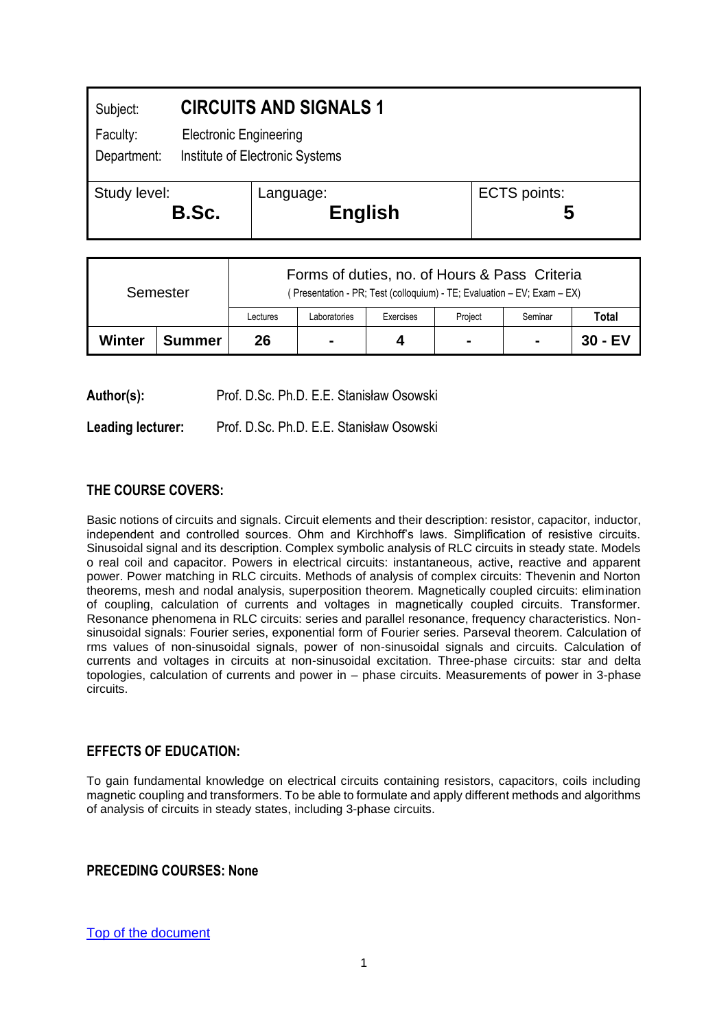| Subject: | **CIRCUITS AND SIGNALS 1** | |
|---|---|---|
| Faculty: | Electronic Engineering | |
| Department: | Institute of Electronic Systems | |
| Study level: **B.Sc.** | Language: **English** | ECTS points: **5** |

| Semester | | Forms of duties, no. of Hours & Pass Criteria (Presentation - PR; Test (colloquium) - TE; Evaluation – EV; Exam – EX) | | | | | |
|---|---|---|---|---|---|---|---|
| | | Lectures | Laboratories | Exercises | Project | Seminar | Total |
| **Winter** | **Summer** | **26** | **-** | **4** | **-** | **-** | **30 - EV** |

**Author(s):** Prof. D.Sc. Ph.D. E.E. Stanisław Osowski

**Leading lecturer:** Prof. D.Sc. Ph.D. E.E. Stanisław Osowski

## THE COURSE COVERS:

Basic notions of circuits and signals. Circuit elements and their description: resistor, capacitor, inductor, independent and controlled sources. Ohm and Kirchhoff's laws. Simplification of resistive circuits. Sinusoidal signal and its description. Complex symbolic analysis of RLC circuits in steady state. Models o real coil and capacitor. Powers in electrical circuits: instantaneous, active, reactive and apparent power. Power matching in RLC circuits. Methods of analysis of complex circuits: Thevenin and Norton theorems, mesh and nodal analysis, superposition theorem. Magnetically coupled circuits: elimination of coupling, calculation of currents and voltages in magnetically coupled circuits. Transformer. Resonance phenomena in RLC circuits: series and parallel resonance, frequency characteristics. Non-sinusoidal signals: Fourier series, exponential form of Fourier series. Parseval theorem. Calculation of rms values of non-sinusoidal signals, power of non-sinusoidal signals and circuits. Calculation of currents and voltages in circuits at non-sinusoidal excitation. Three-phase circuits: star and delta topologies, calculation of currents and power in – phase circuits. Measurements of power in 3-phase circuits.

## EFFECTS OF EDUCATION:

To gain fundamental knowledge on electrical circuits containing resistors, capacitors, coils including magnetic coupling and transformers. To be able to formulate and apply different methods and algorithms of analysis of circuits in steady states, including 3-phase circuits.

## PRECEDING COURSES: None

Top of the document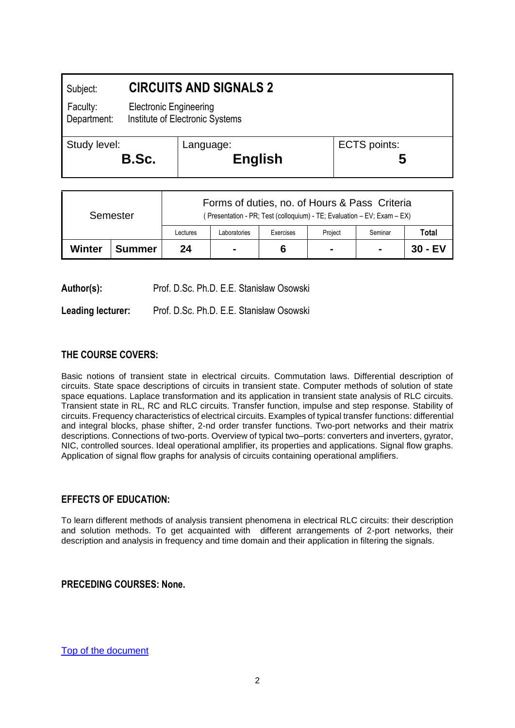| Subject: | **CIRCUITS AND SIGNALS 2** | |
|---|---|---|
| Faculty: | Electronic Engineering | |
| Department: | Institute of Electronic Systems | |
| Study level: **B.Sc.** | Language: **English** | ECTS points: **5** |

| Semester | | Forms of duties, no. of Hours & Pass Criteria ( Presentation - PR; Test (colloquium) - TE; Evaluation – EV; Exam – EX) | | | | | |
|---|---|---|---|---|---|---|---|
| | | Lectures | Laboratories | Exercises | Project | Seminar | **Total** |
| **Winter** | **Summer** | **24** | **-** | **6** | **-** | **-** | **30 - EV** |

**Author(s):** Prof. D.Sc. Ph.D. E.E. Stanisław Osowski

**Leading lecturer:** Prof. D.Sc. Ph.D. E.E. Stanisław Osowski

## THE COURSE COVERS:

Basic notions of transient state in electrical circuits. Commutation laws. Differential description of circuits. State space descriptions of circuits in transient state. Computer methods of solution of state space equations. Laplace transformation and its application in transient state analysis of RLC circuits. Transient state in RL, RC and RLC circuits. Transfer function, impulse and step response. Stability of circuits. Frequency characteristics of electrical circuits. Examples of typical transfer functions: differential and integral blocks, phase shifter, 2-nd order transfer functions. Two-port networks and their matrix descriptions. Connections of two-ports. Overview of typical two–ports: converters and inverters, gyrator, NIC, controlled sources. Ideal operational amplifier, its properties and applications. Signal flow graphs. Application of signal flow graphs for analysis of circuits containing operational amplifiers.

## EFFECTS OF EDUCATION:

To learn different methods of analysis transient phenomena in electrical RLC circuits: their description and solution methods. To get acquainted with different arrangements of 2-port networks, their description and analysis in frequency and time domain and their application in filtering the signals.

## PRECEDING COURSES: None.

Top of the document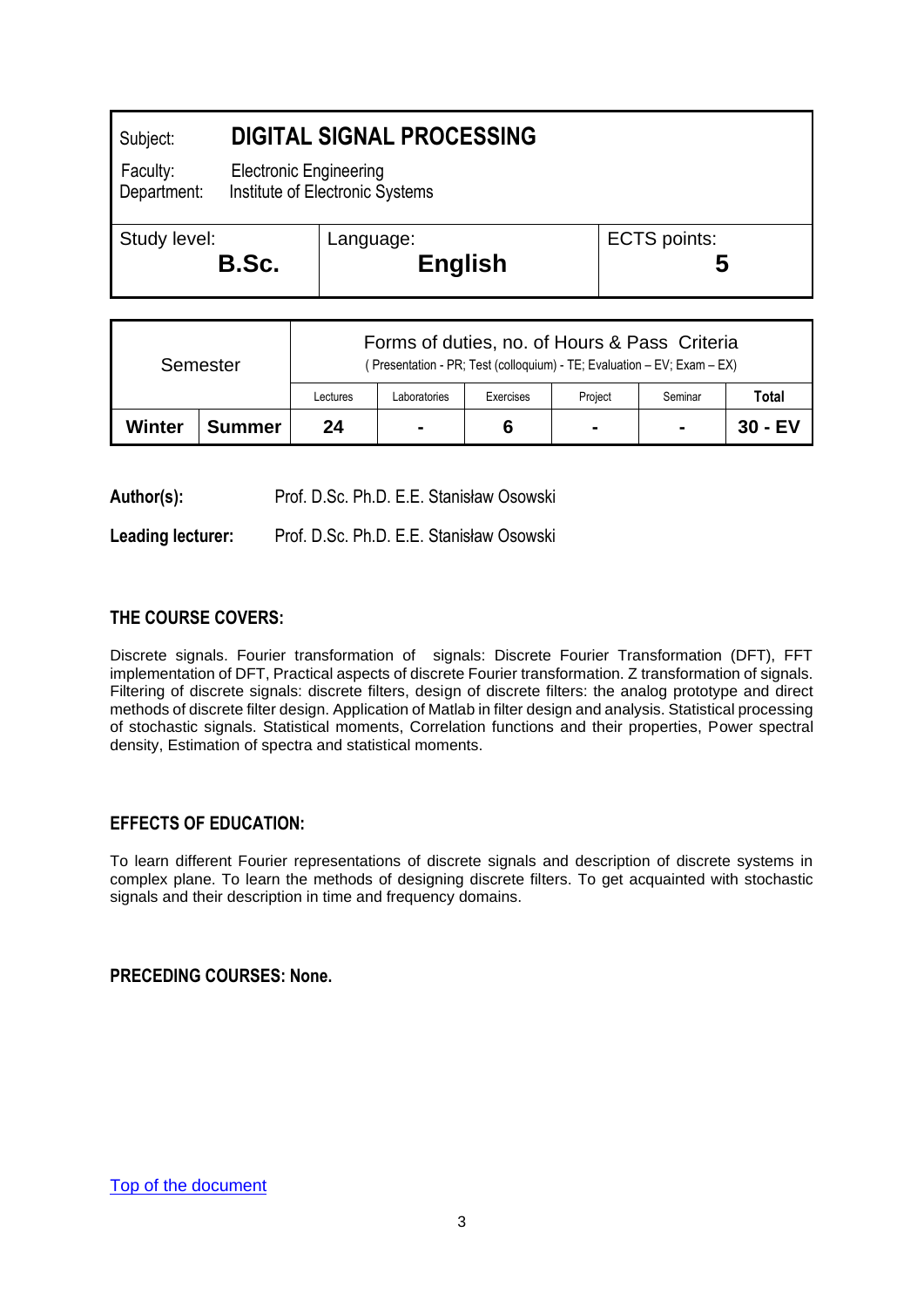| Subject: | **DIGITAL SIGNAL PROCESSING** | |
|---|---|---|
| Faculty: Department: | Electronic Engineering Institute of Electronic Systems | |
| Study level: **B.Sc.** | Language: **English** | ECTS points: **5** |

| Semester | | Forms of duties, no. of Hours & Pass Criteria (Presentation - PR; Test (colloquium) - TE; Evaluation – EV; Exam – EX) | | | | | |
|---|---|---|---|---|---|---|---|
| | | Lectures | Laboratories | Exercises | Project | Seminar | **Total** |
| **Winter** | **Summer** | **24** | **-** | **6** | **-** | **-** | **30 - EV** |

**Author(s):** Prof. D.Sc. Ph.D. E.E. Stanisław Osowski

**Leading lecturer:** Prof. D.Sc. Ph.D. E.E. Stanisław Osowski

## THE COURSE COVERS:

Discrete signals. Fourier transformation of signals: Discrete Fourier Transformation (DFT), FFT implementation of DFT, Practical aspects of discrete Fourier transformation. Z transformation of signals. Filtering of discrete signals: discrete filters, design of discrete filters: the analog prototype and direct methods of discrete filter design. Application of Matlab in filter design and analysis. Statistical processing of stochastic signals. Statistical moments, Correlation functions and their properties, Power spectral density, Estimation of spectra and statistical moments.

## EFFECTS OF EDUCATION:

To learn different Fourier representations of discrete signals and description of discrete systems in complex plane. To learn the methods of designing discrete filters. To get acquainted with stochastic signals and their description in time and frequency domains.

**PRECEDING COURSES: None.**

Top of the document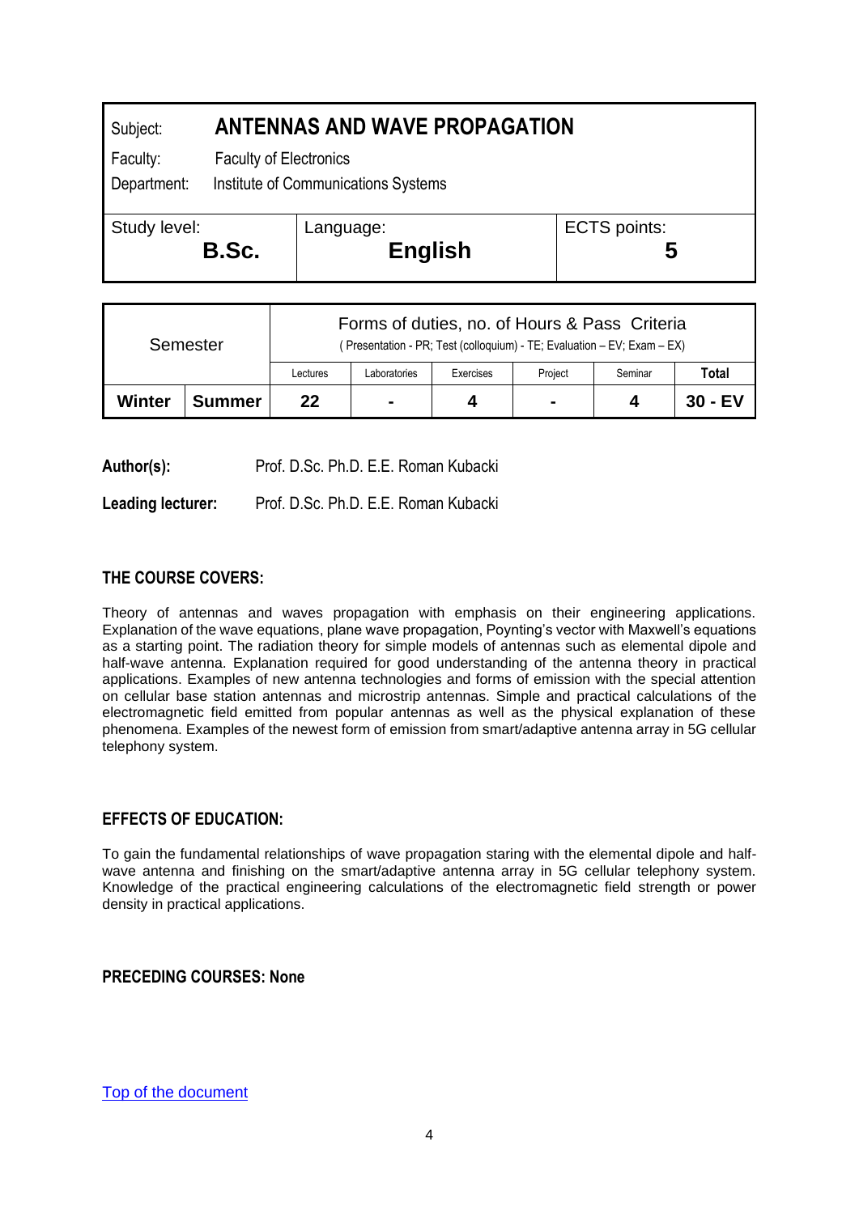| Subject: | **ANTENNAS AND WAVE PROPAGATION** | |
| --- | --- | --- |
| Faculty: | Faculty of Electronics | |
| Department: | Institute of Communications Systems | |
| Study level: **B.Sc.** | Language: **English** | ECTS points: **5** |

| Semester | | Forms of duties, no. of Hours & Pass Criteria (Presentation - PR; Test (colloquium) - TE; Evaluation – EV; Exam – EX) | | | | | |
| --- | --- | --- | --- | --- | --- | --- | --- |
| | | Lectures | Laboratories | Exercises | Project | Seminar | **Total** |
| **Winter** | **Summer** | **22** | **-** | **4** | **-** | **4** | **30 - EV** |

**Author(s):** Prof. D.Sc. Ph.D. E.E. Roman Kubacki

**Leading lecturer:** Prof. D.Sc. Ph.D. E.E. Roman Kubacki

## THE COURSE COVERS:

Theory of antennas and waves propagation with emphasis on their engineering applications. Explanation of the wave equations, plane wave propagation, Poynting's vector with Maxwell's equations as a starting point. The radiation theory for simple models of antennas such as elemental dipole and half-wave antenna. Explanation required for good understanding of the antenna theory in practical applications. Examples of new antenna technologies and forms of emission with the special attention on cellular base station antennas and microstrip antennas. Simple and practical calculations of the electromagnetic field emitted from popular antennas as well as the physical explanation of these phenomena. Examples of the newest form of emission from smart/adaptive antenna array in 5G cellular telephony system.

## EFFECTS OF EDUCATION:

To gain the fundamental relationships of wave propagation staring with the elemental dipole and half-wave antenna and finishing on the smart/adaptive antenna array in 5G cellular telephony system. Knowledge of the practical engineering calculations of the electromagnetic field strength or power density in practical applications.

## PRECEDING COURSES: None

[Top of the document]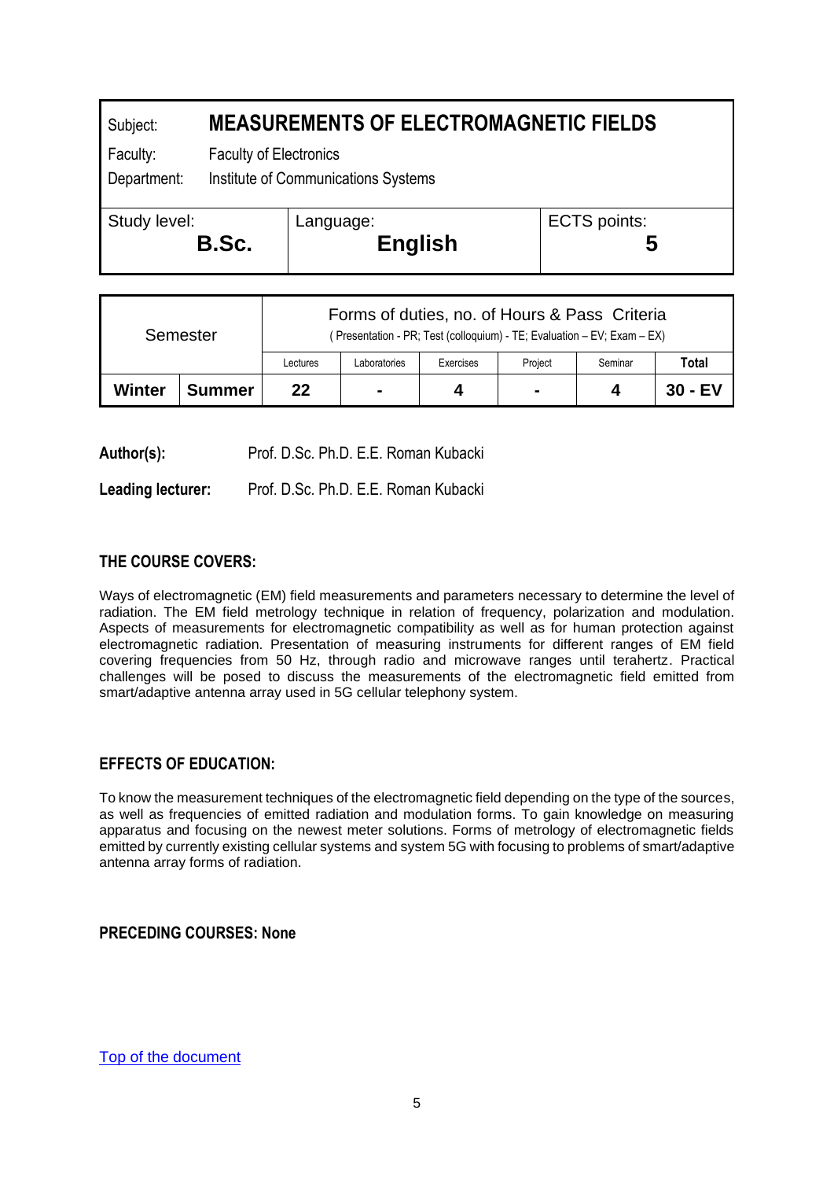| Subject: | MEASUREMENTS OF ELECTROMAGNETIC FIELDS | |
|---|---|---|
| Faculty: | Faculty of Electronics | |
| Department: | Institute of Communications Systems | |
| Study level: **B.Sc.** | Language: **English** | ECTS points: **5** |

| Semester | | Forms of duties, no. of Hours & Pass Criteria (Presentation - PR; Test (colloquium) - TE; Evaluation – EV; Exam – EX) | | | | | |
|---|---|---|---|---|---|---|---|
| | | Lectures | Laboratories | Exercises | Project | Seminar | Total |
| **Winter** | **Summer** | **22** | **-** | **4** | **-** | **4** | **30 - EV** |

**Author(s):** Prof. D.Sc. Ph.D. E.E. Roman Kubacki

**Leading lecturer:** Prof. D.Sc. Ph.D. E.E. Roman Kubacki

## THE COURSE COVERS:

Ways of electromagnetic (EM) field measurements and parameters necessary to determine the level of radiation. The EM field metrology technique in relation of frequency, polarization and modulation. Aspects of measurements for electromagnetic compatibility as well as for human protection against electromagnetic radiation. Presentation of measuring instruments for different ranges of EM field covering frequencies from 50 Hz, through radio and microwave ranges until terahertz. Practical challenges will be posed to discuss the measurements of the electromagnetic field emitted from smart/adaptive antenna array used in 5G cellular telephony system.

## EFFECTS OF EDUCATION:

To know the measurement techniques of the electromagnetic field depending on the type of the sources, as well as frequencies of emitted radiation and modulation forms. To gain knowledge on measuring apparatus and focusing on the newest meter solutions. Forms of metrology of electromagnetic fields emitted by currently existing cellular systems and system 5G with focusing to problems of smart/adaptive antenna array forms of radiation.

## PRECEDING COURSES: None

Top of the document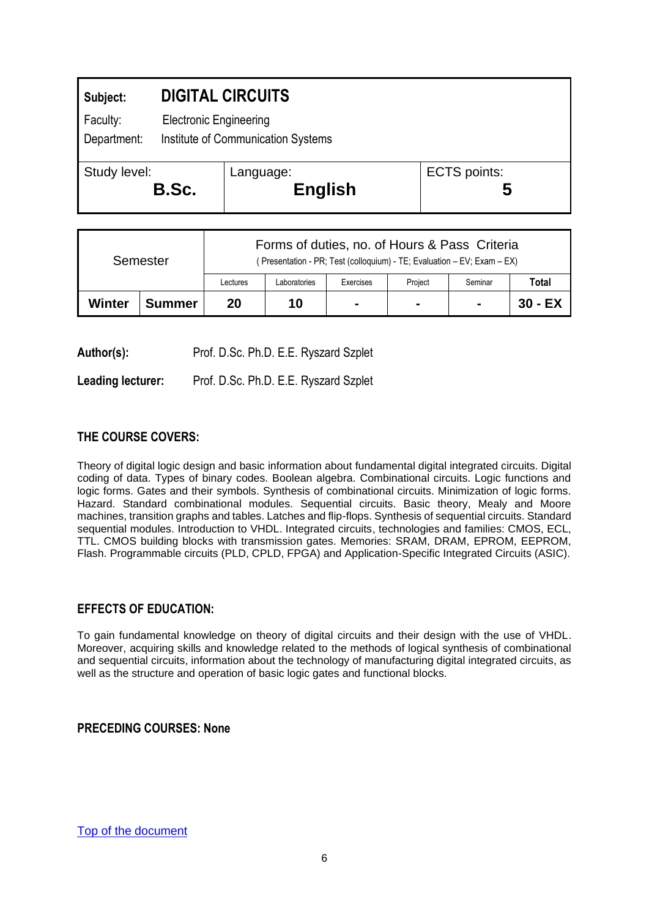| **Subject:** | **DIGITAL CIRCUITS** | |
|---|---|---|
| Faculty: | Electronic Engineering | |
| Department: | Institute of Communication Systems | |
| Study level: **B.Sc.** | Language: **English** | ECTS points: **5** |

| Semester | | Forms of duties, no. of Hours & Pass Criteria ( Presentation - PR; Test (colloquium) - TE; Evaluation – EV; Exam – EX) | | | | | |
|---|---|---|---|---|---|---|---|
| | | Lectures | Laboratories | Exercises | Project | Seminar | Total |
| **Winter** | **Summer** | **20** | **10** | **-** | **-** | **-** | **30 - EX** |

**Author(s):** Prof. D.Sc. Ph.D. E.E. Ryszard Szplet

**Leading lecturer:** Prof. D.Sc. Ph.D. E.E. Ryszard Szplet

## THE COURSE COVERS:

Theory of digital logic design and basic information about fundamental digital integrated circuits. Digital coding of data. Types of binary codes. Boolean algebra. Combinational circuits. Logic functions and logic forms. Gates and their symbols. Synthesis of combinational circuits. Minimization of logic forms. Hazard. Standard combinational modules. Sequential circuits. Basic theory, Mealy and Moore machines, transition graphs and tables. Latches and flip-flops. Synthesis of sequential circuits. Standard sequential modules. Introduction to VHDL. Integrated circuits, technologies and families: CMOS, ECL, TTL. CMOS building blocks with transmission gates. Memories: SRAM, DRAM, EPROM, EEPROM, Flash. Programmable circuits (PLD, CPLD, FPGA) and Application-Specific Integrated Circuits (ASIC).

## EFFECTS OF EDUCATION:

To gain fundamental knowledge on theory of digital circuits and their design with the use of VHDL. Moreover, acquiring skills and knowledge related to the methods of logical synthesis of combinational and sequential circuits, information about the technology of manufacturing digital integrated circuits, as well as the structure and operation of basic logic gates and functional blocks.

## PRECEDING COURSES: None

Top of the document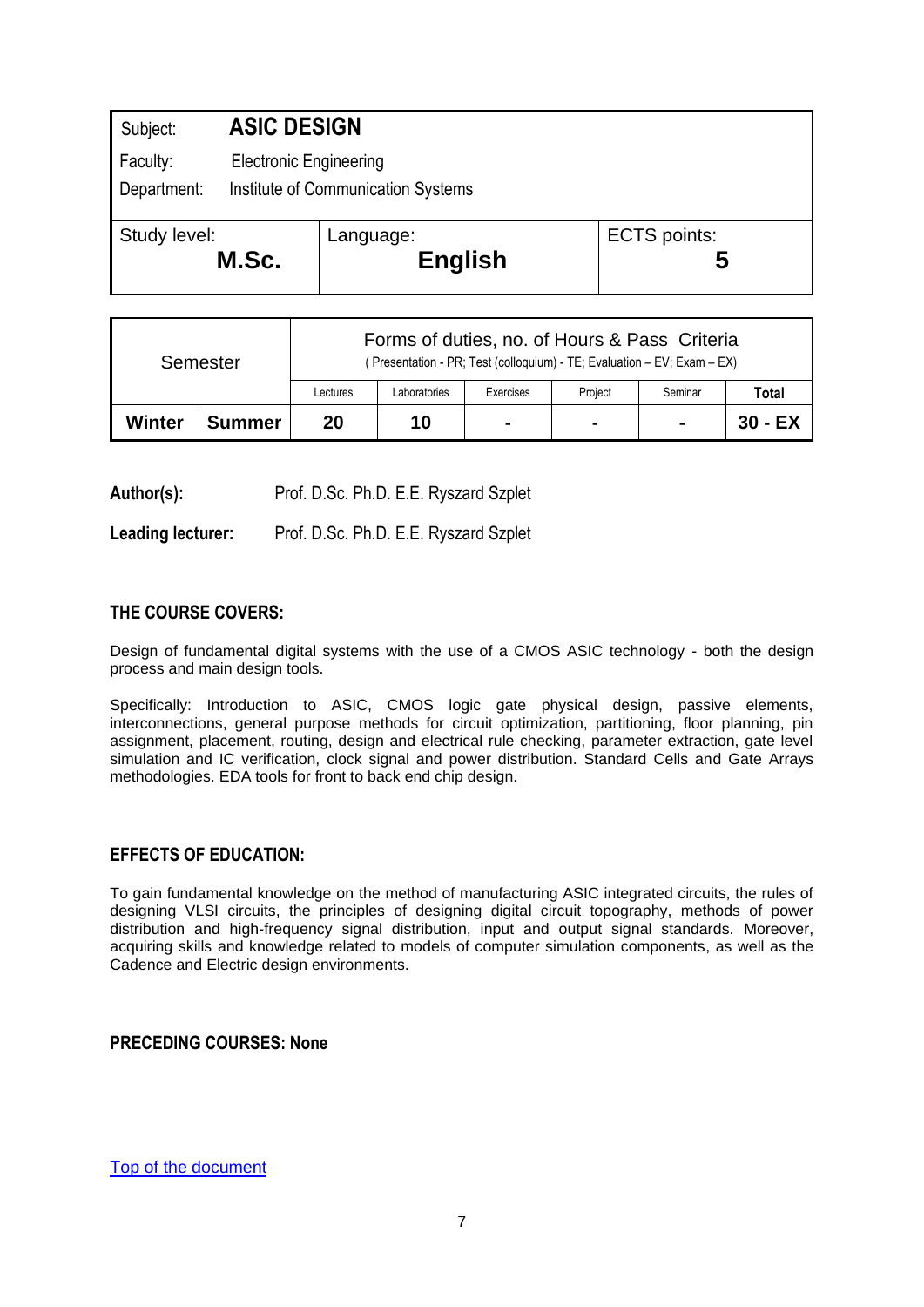| Subject: | **ASIC DESIGN** | |
|---|---|---|
| Faculty: | Electronic Engineering | |
| Department: | Institute of Communication Systems | |
| Study level: **M.Sc.** | Language: **English** | ECTS points: **5** |

| Semester | | Forms of duties, no. of Hours & Pass Criteria ( Presentation - PR; Test (colloquium) - TE; Evaluation – EV; Exam – EX) | | | | | |
|---|---|---|---|---|---|---|---|
| | | Lectures | Laboratories | Exercises | Project | Seminar | **Total** |
| **Winter** | **Summer** | **20** | **10** | **-** | **-** | **-** | **30 - EX** |

**Author(s):** Prof. D.Sc. Ph.D. E.E. Ryszard Szplet

**Leading lecturer:** Prof. D.Sc. Ph.D. E.E. Ryszard Szplet

## THE COURSE COVERS:

Design of fundamental digital systems with the use of a CMOS ASIC technology - both the design process and main design tools.

Specifically: Introduction to ASIC, CMOS logic gate physical design, passive elements, interconnections, general purpose methods for circuit optimization, partitioning, floor planning, pin assignment, placement, routing, design and electrical rule checking, parameter extraction, gate level simulation and IC verification, clock signal and power distribution. Standard Cells and Gate Arrays methodologies. EDA tools for front to back end chip design.

## EFFECTS OF EDUCATION:

To gain fundamental knowledge on the method of manufacturing ASIC integrated circuits, the rules of designing VLSI circuits, the principles of designing digital circuit topography, methods of power distribution and high-frequency signal distribution, input and output signal standards. Moreover, acquiring skills and knowledge related to models of computer simulation components, as well as the Cadence and Electric design environments.

## PRECEDING COURSES: None

Top of the document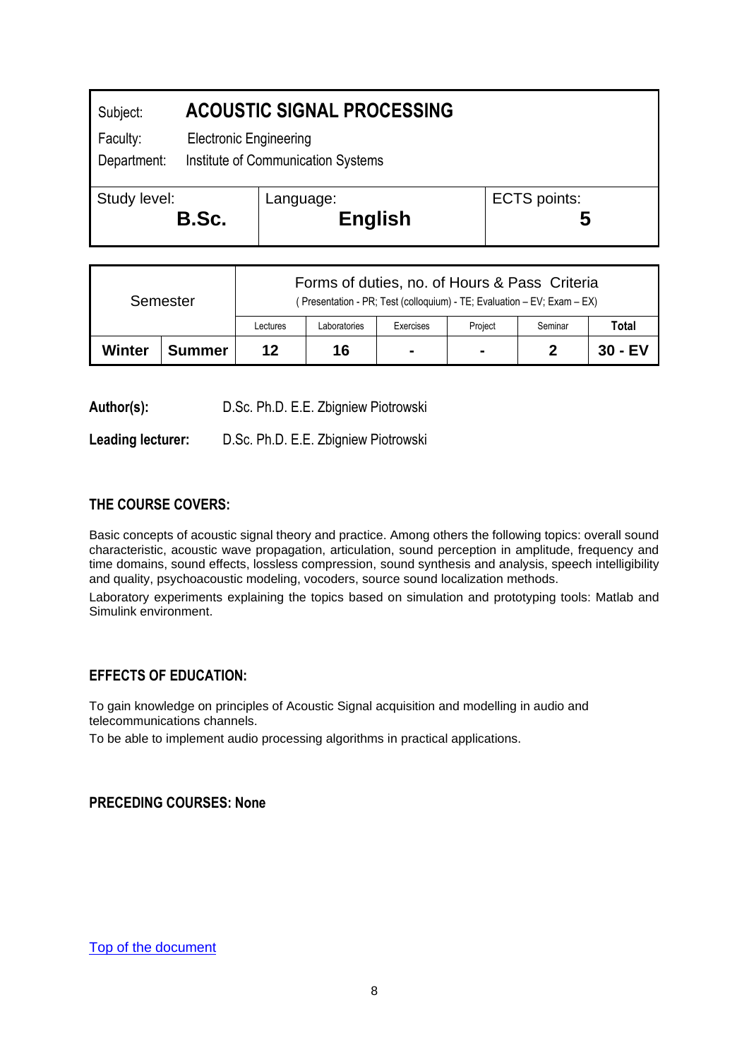| Subject: | **ACOUSTIC SIGNAL PROCESSING** | |
|---|---|---|
| Faculty: | Electronic Engineering | |
| Department: | Institute of Communication Systems | |
| Study level: **B.Sc.** | Language: **English** | ECTS points: **5** |

| Semester | | Forms of duties, no. of Hours & Pass Criteria ( Presentation - PR; Test (colloquium) - TE; Evaluation – EV; Exam – EX) | | | | | |
|---|---|---|---|---|---|---|---|
| | | Lectures | Laboratories | Exercises | Project | Seminar | **Total** |
| **Winter** | **Summer** | **12** | **16** | **-** | **-** | **2** | **30 - EV** |

**Author(s):** D.Sc. Ph.D. E.E. Zbigniew Piotrowski

**Leading lecturer:** D.Sc. Ph.D. E.E. Zbigniew Piotrowski

## THE COURSE COVERS:

Basic concepts of acoustic signal theory and practice. Among others the following topics: overall sound characteristic, acoustic wave propagation, articulation, sound perception in amplitude, frequency and time domains, sound effects, lossless compression, sound synthesis and analysis, speech intelligibility and quality, psychoacoustic modeling, vocoders, source sound localization methods.

Laboratory experiments explaining the topics based on simulation and prototyping tools: Matlab and Simulink environment.

## EFFECTS OF EDUCATION:

To gain knowledge on principles of Acoustic Signal acquisition and modelling in audio and telecommunications channels.

To be able to implement audio processing algorithms in practical applications.

**PRECEDING COURSES: None**

Top of the document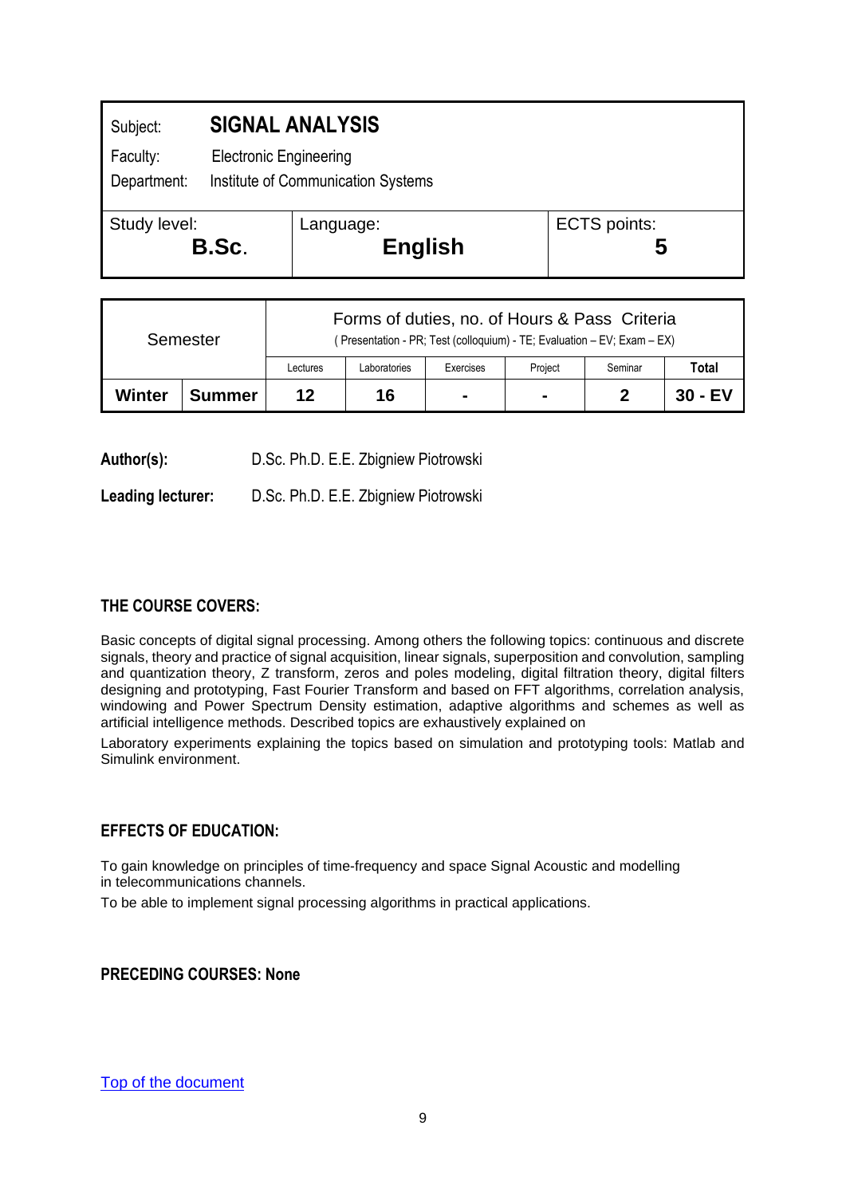| Subject: | **SIGNAL ANALYSIS** | |
|---|---|---|
| Faculty: | Electronic Engineering | |
| Department: | Institute of Communication Systems | |
| Study level: **B.Sc.** | Language: **English** | ECTS points: **5** |

| Semester | | Forms of duties, no. of Hours & Pass Criteria (Presentation - PR; Test (colloquium) - TE; Evaluation – EV; Exam – EX) | | | | | |
|---|---|---|---|---|---|---|---|
| | | Lectures | Laboratories | Exercises | Project | Seminar | Total |
| **Winter** | **Summer** | **12** | **16** | **-** | **-** | **2** | **30 - EV** |

**Author(s):** D.Sc. Ph.D. E.E. Zbigniew Piotrowski

**Leading lecturer:** D.Sc. Ph.D. E.E. Zbigniew Piotrowski

## THE COURSE COVERS:

Basic concepts of digital signal processing. Among others the following topics: continuous and discrete signals, theory and practice of signal acquisition, linear signals, superposition and convolution, sampling and quantization theory, Z transform, zeros and poles modeling, digital filtration theory, digital filters designing and prototyping, Fast Fourier Transform and based on FFT algorithms, correlation analysis, windowing and Power Spectrum Density estimation, adaptive algorithms and schemes as well as artificial intelligence methods. Described topics are exhaustively explained on

Laboratory experiments explaining the topics based on simulation and prototyping tools: Matlab and Simulink environment.

## EFFECTS OF EDUCATION:

To gain knowledge on principles of time-frequency and space Signal Acoustic and modelling in telecommunications channels.

To be able to implement signal processing algorithms in practical applications.

## PRECEDING COURSES: None

Top of the document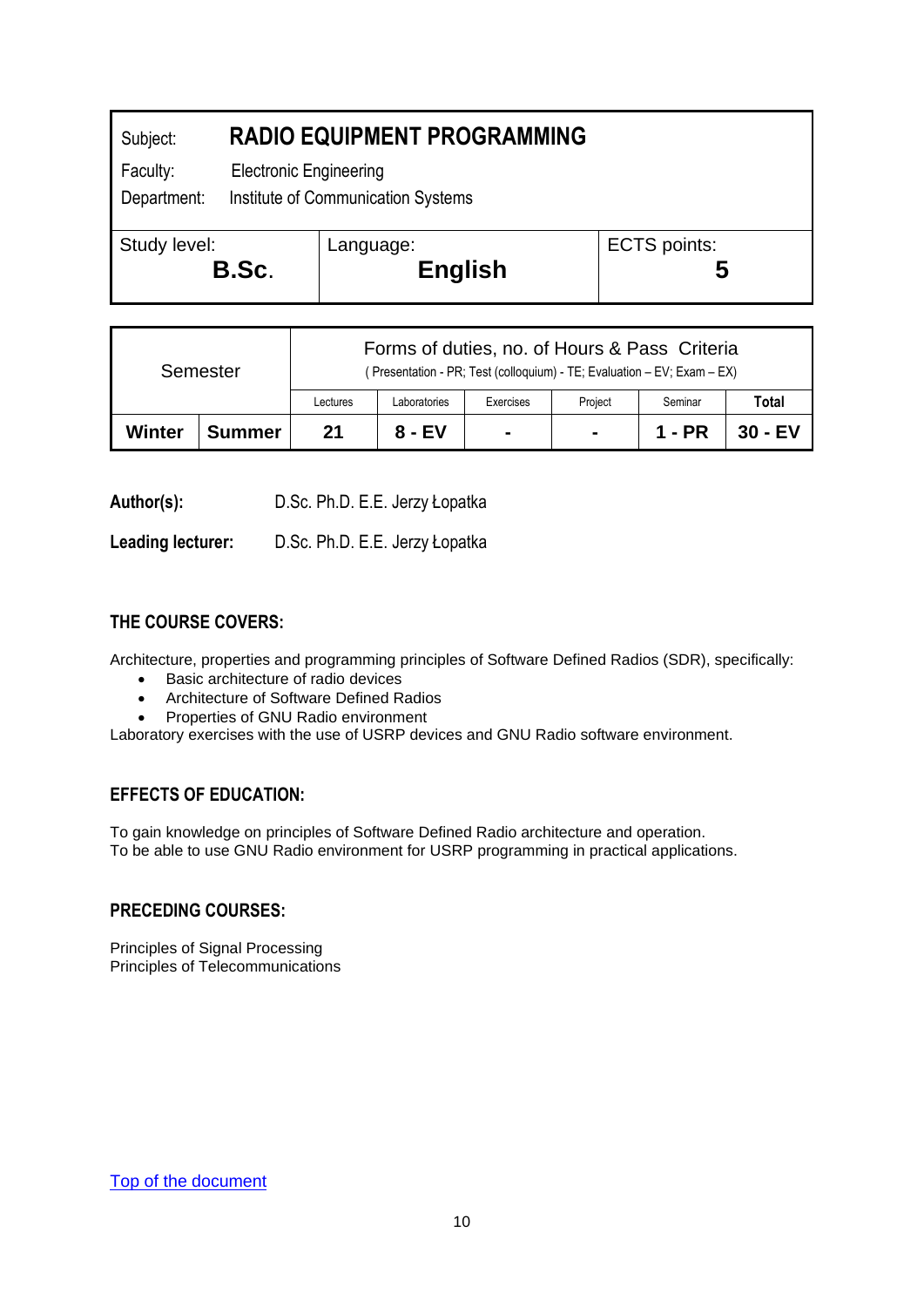| Subject: | **RADIO EQUIPMENT PROGRAMMING** | |
|---|---|---|
| Faculty: | Electronic Engineering | |
| Department: | Institute of Communication Systems | |
| Study level: **B.Sc.** | Language: **English** | ECTS points: **5** |

| Semester | | Forms of duties, no. of Hours & Pass Criteria ( Presentation - PR; Test (colloquium) - TE; Evaluation – EV; Exam – EX) | | | | | |
|---|---|---|---|---|---|---|---|
| | | Lectures | Laboratories | Exercises | Project | Seminar | **Total** |
| **Winter** | **Summer** | **21** | **8 - EV** | **-** | **-** | **1 - PR** | **30 - EV** |

**Author(s):** D.Sc. Ph.D. E.E. Jerzy Łopatka

**Leading lecturer:** D.Sc. Ph.D. E.E. Jerzy Łopatka

### THE COURSE COVERS:

Architecture, properties and programming principles of Software Defined Radios (SDR), specifically:

- Basic architecture of radio devices
- Architecture of Software Defined Radios
- Properties of GNU Radio environment

Laboratory exercises with the use of USRP devices and GNU Radio software environment.

### EFFECTS OF EDUCATION:

To gain knowledge on principles of Software Defined Radio architecture and operation.
To be able to use GNU Radio environment for USRP programming in practical applications.

### PRECEDING COURSES:

Principles of Signal Processing
Principles of Telecommunications

Top of the document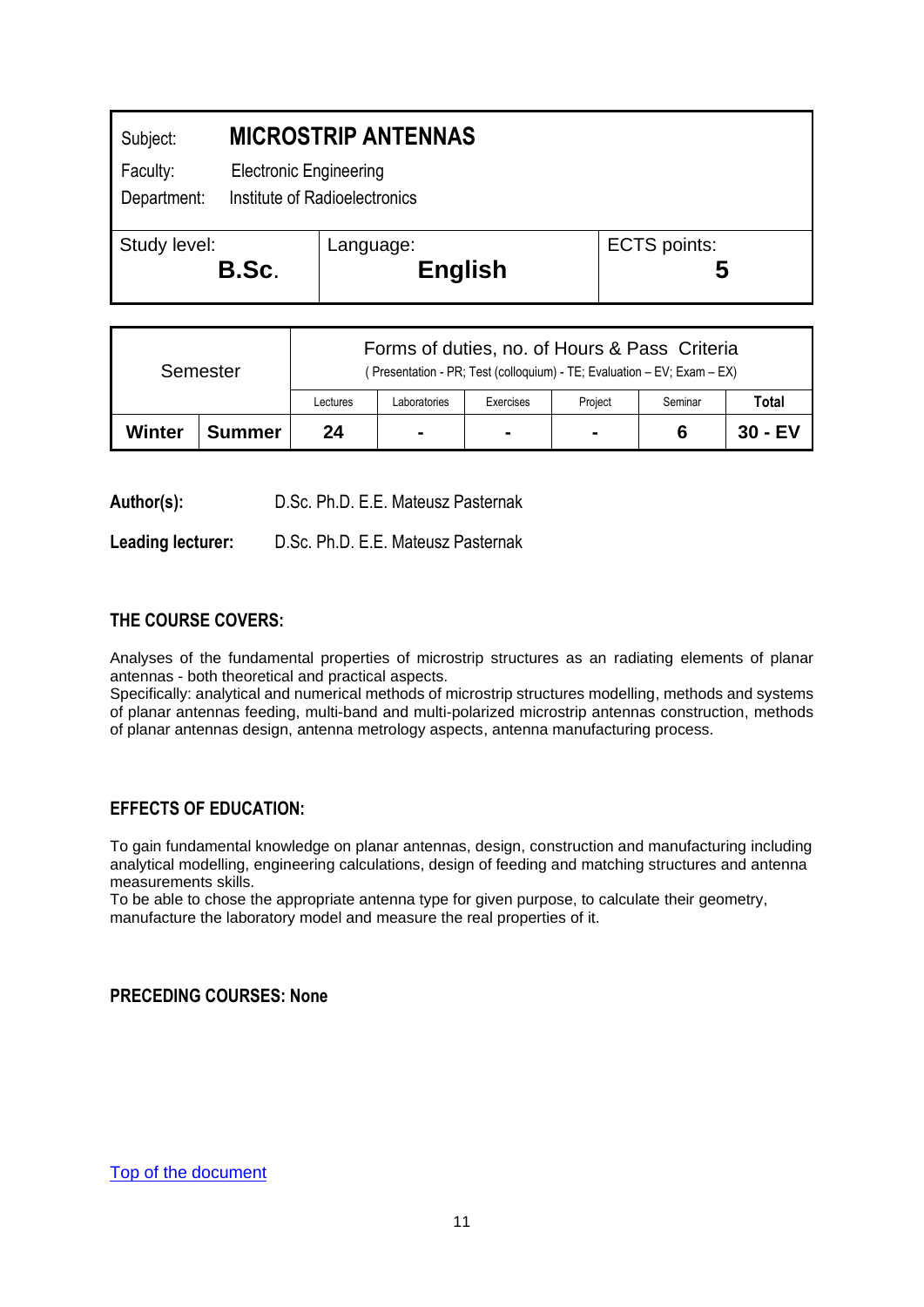| Subject: | **MICROSTRIP ANTENNAS** | |
|---|---|---|
| Faculty: | Electronic Engineering | |
| Department: | Institute of Radioelectronics | |
| Study level: **B.Sc.** | Language: **English** | ECTS points: **5** |

| Semester | | Forms of duties, no. of Hours & Pass Criteria ( Presentation - PR; Test (colloquium) - TE; Evaluation – EV; Exam – EX) | | | | | |
|---|---|---|---|---|---|---|---|
| | | Lectures | Laboratories | Exercises | Project | Seminar | Total |
| **Winter** | **Summer** | **24** | **-** | **-** | **-** | **6** | **30 - EV** |

**Author(s):** D.Sc. Ph.D. E.E. Mateusz Pasternak

**Leading lecturer:** D.Sc. Ph.D. E.E. Mateusz Pasternak

## THE COURSE COVERS:

Analyses of the fundamental properties of microstrip structures as an radiating elements of planar antennas - both theoretical and practical aspects.
Specifically: analytical and numerical methods of microstrip structures modelling, methods and systems of planar antennas feeding, multi-band and multi-polarized microstrip antennas construction, methods of planar antennas design, antenna metrology aspects, antenna manufacturing process.

## EFFECTS OF EDUCATION:

To gain fundamental knowledge on planar antennas, design, construction and manufacturing including analytical modelling, engineering calculations, design of feeding and matching structures and antenna measurements skills.
To be able to chose the appropriate antenna type for given purpose, to calculate their geometry, manufacture the laboratory model and measure the real properties of it.

## PRECEDING COURSES: None

Top of the document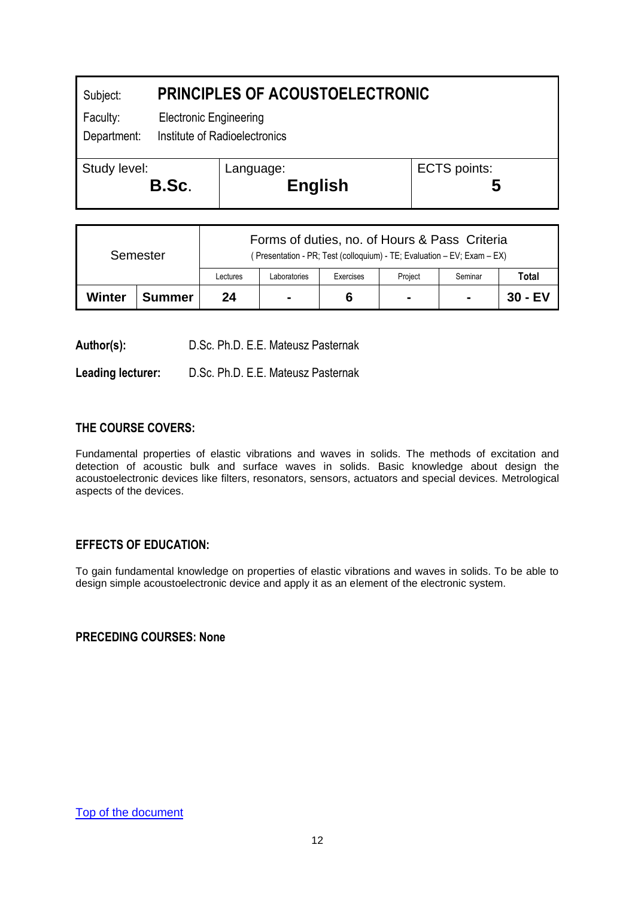| Subject: | PRINCIPLES OF ACOUSTOELECTRONIC | |
|---|---|---|
| Faculty: | Electronic Engineering | |
| Department: | Institute of Radioelectronics | |
| Study level: **B.Sc.** | Language: **English** | ECTS points: **5** |

| Semester | | Forms of duties, no. of Hours & Pass Criteria ( Presentation - PR; Test (colloquium) - TE; Evaluation – EV; Exam – EX) | | | | | |
|---|---|---|---|---|---|---|---|
| | | Lectures | Laboratories | Exercises | Project | Seminar | **Total** |
| **Winter** | **Summer** | **24** | **-** | **6** | **-** | **-** | **30 - EV** |

**Author(s):** D.Sc. Ph.D. E.E. Mateusz Pasternak

**Leading lecturer:** D.Sc. Ph.D. E.E. Mateusz Pasternak

## THE COURSE COVERS:

Fundamental properties of elastic vibrations and waves in solids. The methods of excitation and detection of acoustic bulk and surface waves in solids. Basic knowledge about design the acoustoelectronic devices like filters, resonators, sensors, actuators and special devices. Metrological aspects of the devices.

## EFFECTS OF EDUCATION:

To gain fundamental knowledge on properties of elastic vibrations and waves in solids. To be able to design simple acoustoelectronic device and apply it as an element of the electronic system.

## PRECEDING COURSES: None

Top of the document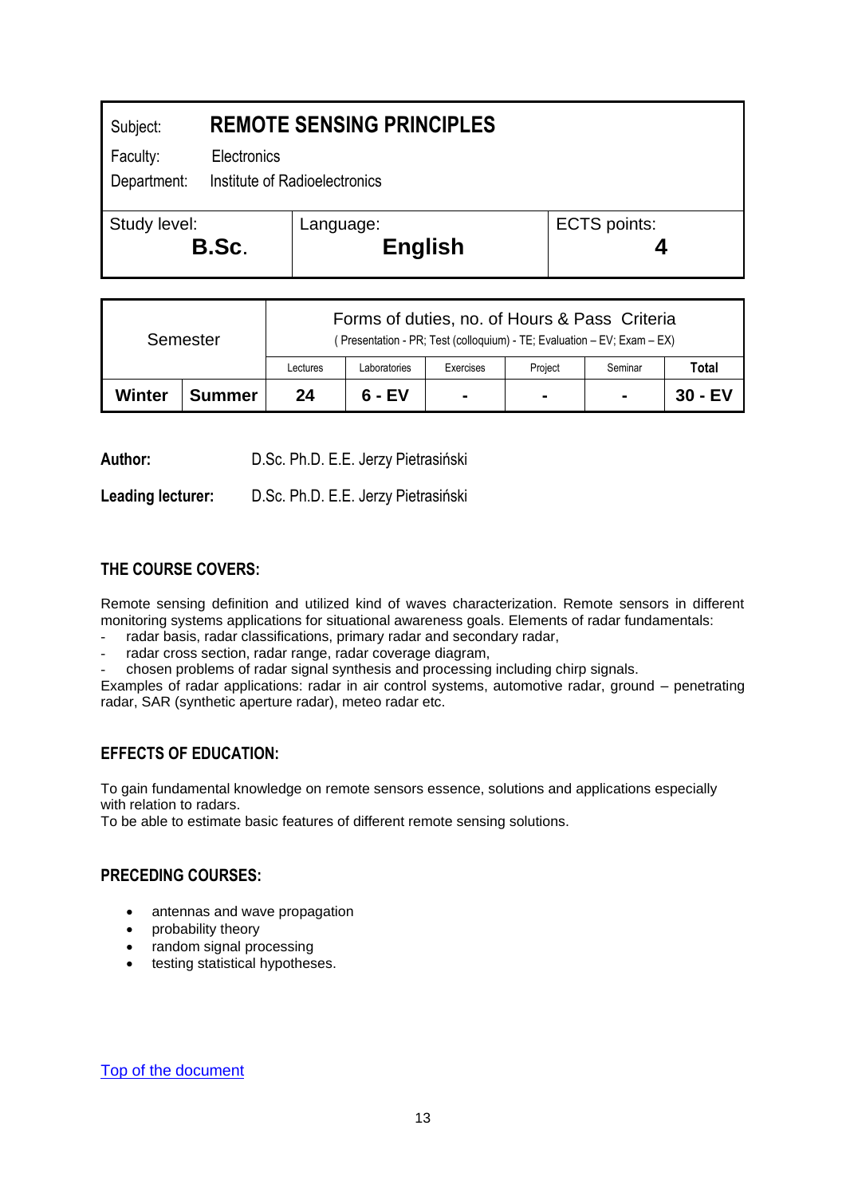| Subject: | **REMOTE SENSING PRINCIPLES** | |
|---|---|---|
| Faculty: | Electronics | |
| Department: | Institute of Radioelectronics | |
| Study level: **B.Sc.** | Language: **English** | ECTS points: **4** |

| Semester | | Forms of duties, no. of Hours & Pass Criteria (Presentation - PR; Test (colloquium) - TE; Evaluation – EV; Exam – EX) | | | | | |
|---|---|---|---|---|---|---|---|
| | | Lectures | Laboratories | Exercises | Project | Seminar | **Total** |
| **Winter** | **Summer** | **24** | **6 - EV** | **-** | **-** | **-** | **30 - EV** |

**Author:** D.Sc. Ph.D. E.E. Jerzy Pietrasiński

**Leading lecturer:** D.Sc. Ph.D. E.E. Jerzy Pietrasiński

## THE COURSE COVERS:

Remote sensing definition and utilized kind of waves characterization. Remote sensors in different monitoring systems applications for situational awareness goals. Elements of radar fundamentals:

- radar basis, radar classifications, primary radar and secondary radar,
- radar cross section, radar range, radar coverage diagram,
- chosen problems of radar signal synthesis and processing including chirp signals.

Examples of radar applications: radar in air control systems, automotive radar, ground – penetrating radar, SAR (synthetic aperture radar), meteo radar etc.

## EFFECTS OF EDUCATION:

To gain fundamental knowledge on remote sensors essence, solutions and applications especially with relation to radars.
To be able to estimate basic features of different remote sensing solutions.

## PRECEDING COURSES:

- antennas and wave propagation
- probability theory
- random signal processing
- testing statistical hypotheses.

Top of the document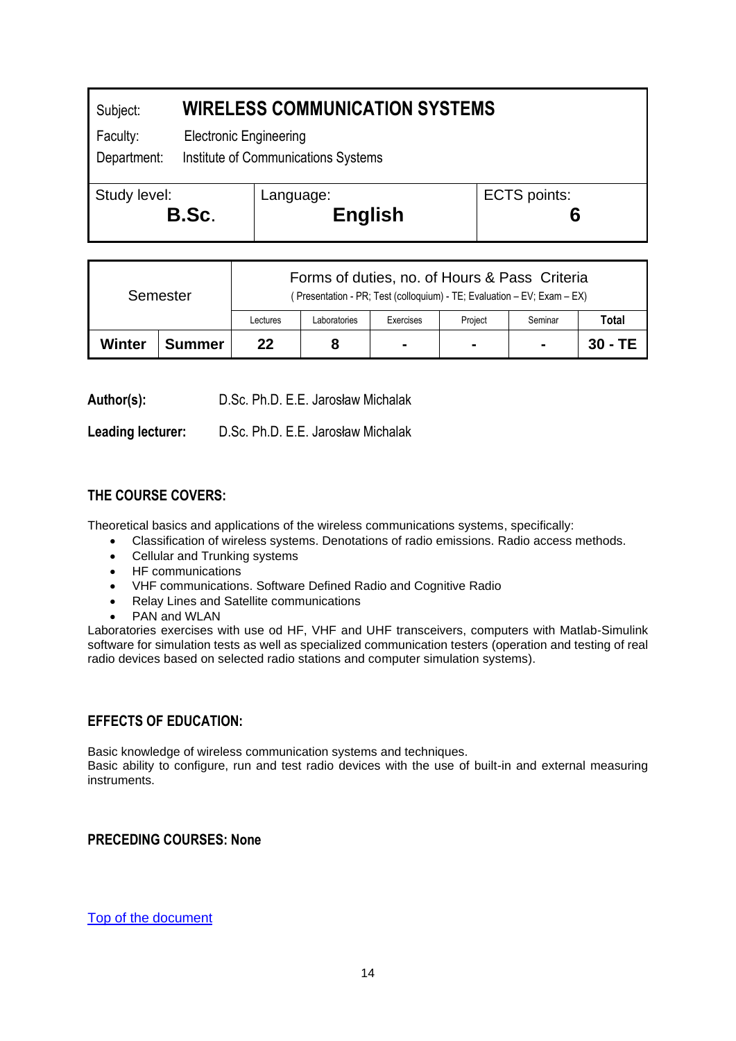| Subject: | **WIRELESS COMMUNICATION SYSTEMS** | |
|---|---|---|
| Faculty: | Electronic Engineering | |
| Department: | Institute of Communications Systems | |
| Study level: **B.Sc.** | Language: **English** | ECTS points: **6** |

| Semester | | Forms of duties, no. of Hours & Pass Criteria ( Presentation - PR; Test (colloquium) - TE; Evaluation – EV; Exam – EX) | | | | | |
|---|---|---|---|---|---|---|---|
| | | Lectures | Laboratories | Exercises | Project | Seminar | **Total** |
| **Winter** | **Summer** | **22** | **8** | **-** | **-** | **-** | **30 - TE** |

**Author(s):** D.Sc. Ph.D. E.E. Jarosław Michalak

**Leading lecturer:** D.Sc. Ph.D. E.E. Jarosław Michalak

## THE COURSE COVERS:

Theoretical basics and applications of the wireless communications systems, specifically:

- Classification of wireless systems. Denotations of radio emissions. Radio access methods.
- Cellular and Trunking systems
- HF communications
- VHF communications. Software Defined Radio and Cognitive Radio
- Relay Lines and Satellite communications
- PAN and WLAN

Laboratories exercises with use od HF, VHF and UHF transceivers, computers with Matlab-Simulink software for simulation tests as well as specialized communication testers (operation and testing of real radio devices based on selected radio stations and computer simulation systems).

## EFFECTS OF EDUCATION:

Basic knowledge of wireless communication systems and techniques.
Basic ability to configure, run and test radio devices with the use of built-in and external measuring instruments.

## PRECEDING COURSES: None

Top of the document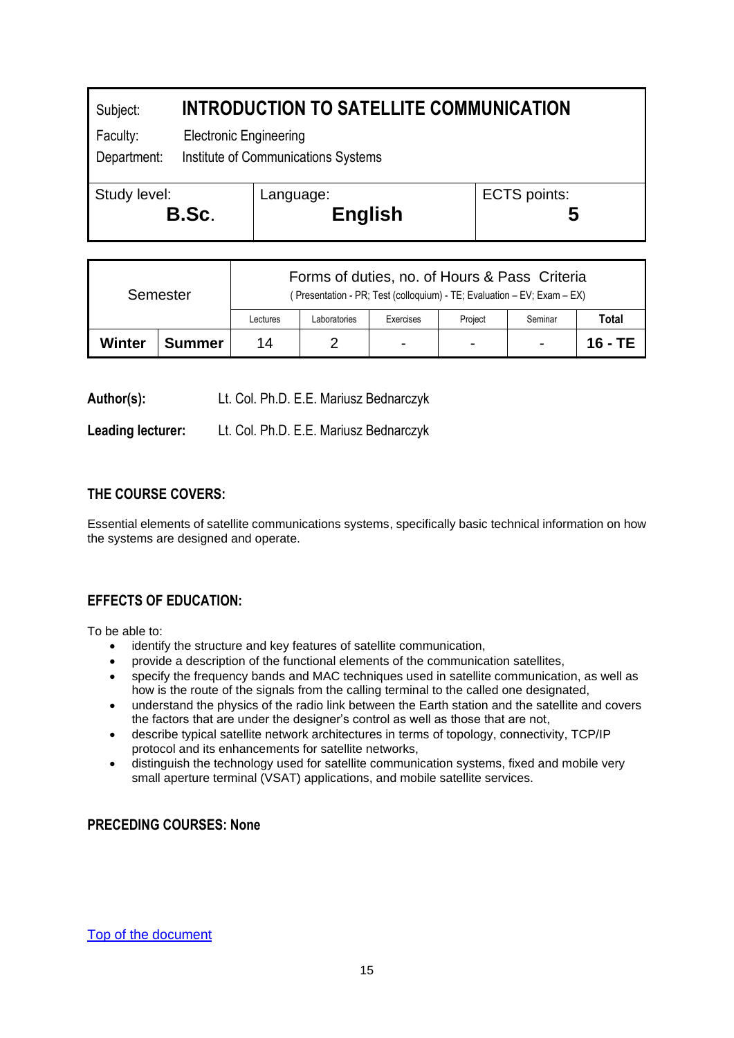| Subject: | INTRODUCTION TO SATELLITE COMMUNICATION | |
|---|---|---|
| Faculty: | Electronic Engineering | |
| Department: | Institute of Communications Systems | |
| Study level: **B.Sc.** | Language: **English** | ECTS points: **5** |

| Semester | | Forms of duties, no. of Hours & Pass Criteria ( Presentation - PR; Test (colloquium) - TE; Evaluation – EV; Exam – EX) | | | | | |
|---|---|---|---|---|---|---|---|
| | | Lectures | Laboratories | Exercises | Project | Seminar | **Total** |
| **Winter** | **Summer** | 14 | 2 | - | - | - | **16 - TE** |

**Author(s):** Lt. Col. Ph.D. E.E. Mariusz Bednarczyk

**Leading lecturer:** Lt. Col. Ph.D. E.E. Mariusz Bednarczyk

## THE COURSE COVERS:

Essential elements of satellite communications systems, specifically basic technical information on how the systems are designed and operate.

## EFFECTS OF EDUCATION:

To be able to:

- identify the structure and key features of satellite communication,
- provide a description of the functional elements of the communication satellites,
- specify the frequency bands and MAC techniques used in satellite communication, as well as how is the route of the signals from the calling terminal to the called one designated,
- understand the physics of the radio link between the Earth station and the satellite and covers the factors that are under the designer's control as well as those that are not,
- describe typical satellite network architectures in terms of topology, connectivity, TCP/IP protocol and its enhancements for satellite networks,
- distinguish the technology used for satellite communication systems, fixed and mobile very small aperture terminal (VSAT) applications, and mobile satellite services.

## PRECEDING COURSES: None

Top of the document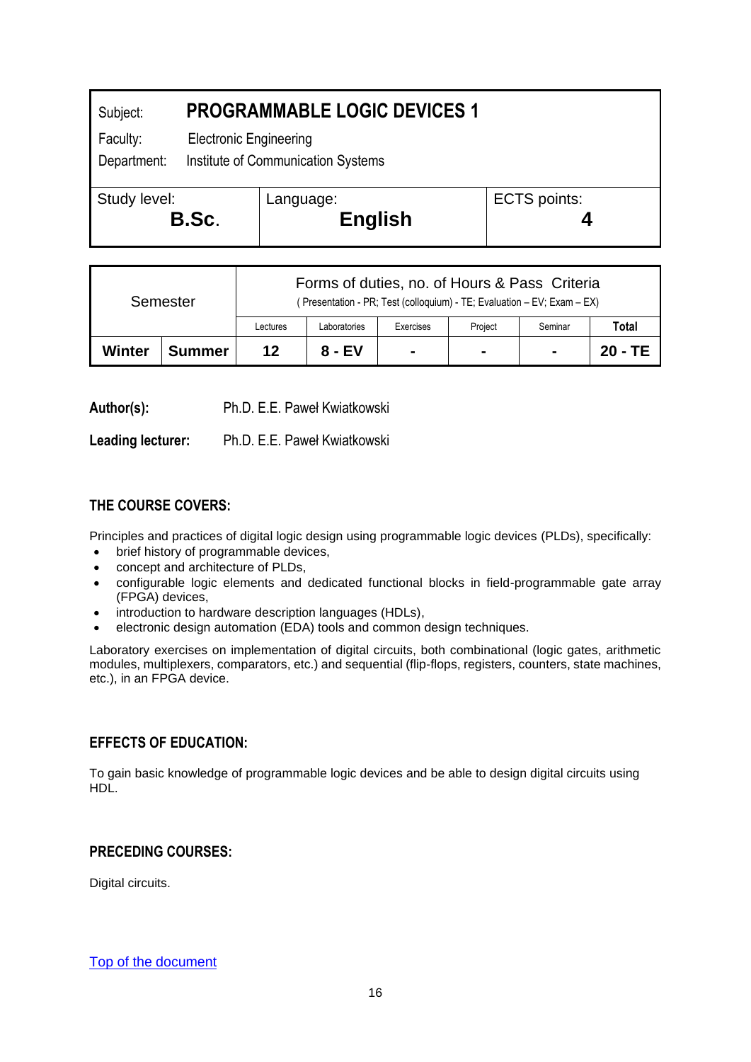| Subject: | **PROGRAMMABLE LOGIC DEVICES 1** | |
|---|---|---|
| Faculty: | Electronic Engineering | |
| Department: | Institute of Communication Systems | |
| Study level: **B.Sc.** | Language: **English** | ECTS points: **4** |

| Semester | | Forms of duties, no. of Hours & Pass Criteria ( Presentation - PR; Test (colloquium) - TE; Evaluation – EV; Exam – EX) | | | | | |
|---|---|---|---|---|---|---|---|
| | | Lectures | Laboratories | Exercises | Project | Seminar | **Total** |
| **Winter** | **Summer** | **12** | **8 - EV** | **-** | **-** | **-** | **20 - TE** |

**Author(s):** Ph.D. E.E. Paweł Kwiatkowski

**Leading lecturer:** Ph.D. E.E. Paweł Kwiatkowski

## THE COURSE COVERS:

Principles and practices of digital logic design using programmable logic devices (PLDs), specifically:

- brief history of programmable devices,
- concept and architecture of PLDs,
- configurable logic elements and dedicated functional blocks in field-programmable gate array (FPGA) devices,
- introduction to hardware description languages (HDLs),
- electronic design automation (EDA) tools and common design techniques.

Laboratory exercises on implementation of digital circuits, both combinational (logic gates, arithmetic modules, multiplexers, comparators, etc.) and sequential (flip-flops, registers, counters, state machines, etc.), in an FPGA device.

## EFFECTS OF EDUCATION:

To gain basic knowledge of programmable logic devices and be able to design digital circuits using HDL.

## PRECEDING COURSES:

Digital circuits.

Top of the document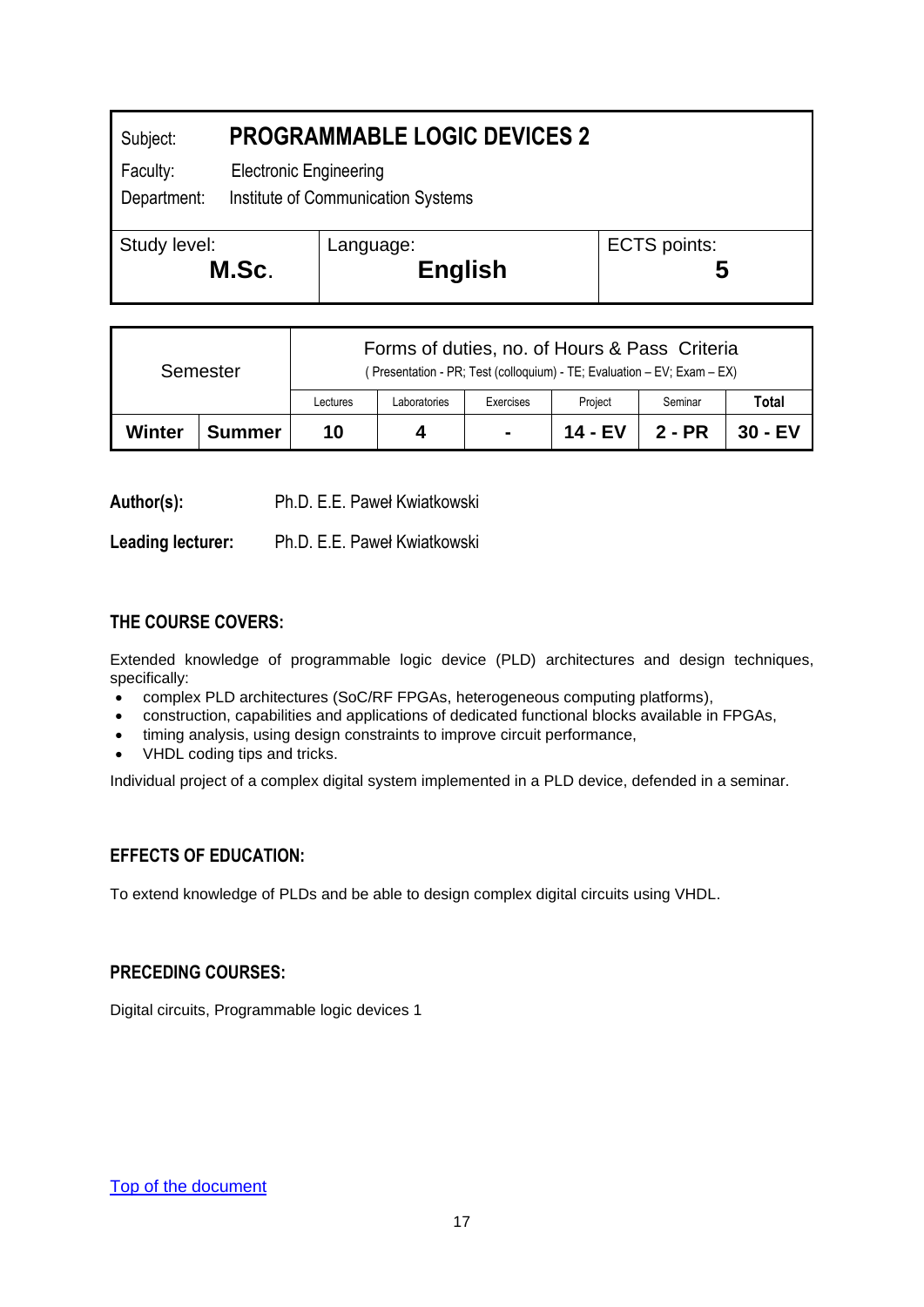| Subject: | **PROGRAMMABLE LOGIC DEVICES 2** | |
|---|---|---|
| Faculty: | Electronic Engineering | |
| Department: | Institute of Communication Systems | |
| Study level: **M.Sc.** | Language: **English** | ECTS points: **5** |

| Semester | | Forms of duties, no. of Hours & Pass Criteria ( Presentation - PR; Test (colloquium) - TE; Evaluation – EV; Exam – EX) | | | | | |
|---|---|---|---|---|---|---|---|
| | | Lectures | Laboratories | Exercises | Project | Seminar | **Total** |
| **Winter** | **Summer** | **10** | **4** | **-** | **14 - EV** | **2 - PR** | **30 - EV** |

**Author(s):** Ph.D. E.E. Paweł Kwiatkowski

**Leading lecturer:** Ph.D. E.E. Paweł Kwiatkowski

## THE COURSE COVERS:

Extended knowledge of programmable logic device (PLD) architectures and design techniques, specifically:

- complex PLD architectures (SoC/RF FPGAs, heterogeneous computing platforms),
- construction, capabilities and applications of dedicated functional blocks available in FPGAs,
- timing analysis, using design constraints to improve circuit performance,
- VHDL coding tips and tricks.

Individual project of a complex digital system implemented in a PLD device, defended in a seminar.

## EFFECTS OF EDUCATION:

To extend knowledge of PLDs and be able to design complex digital circuits using VHDL.

## PRECEDING COURSES:

Digital circuits, Programmable logic devices 1

Top of the document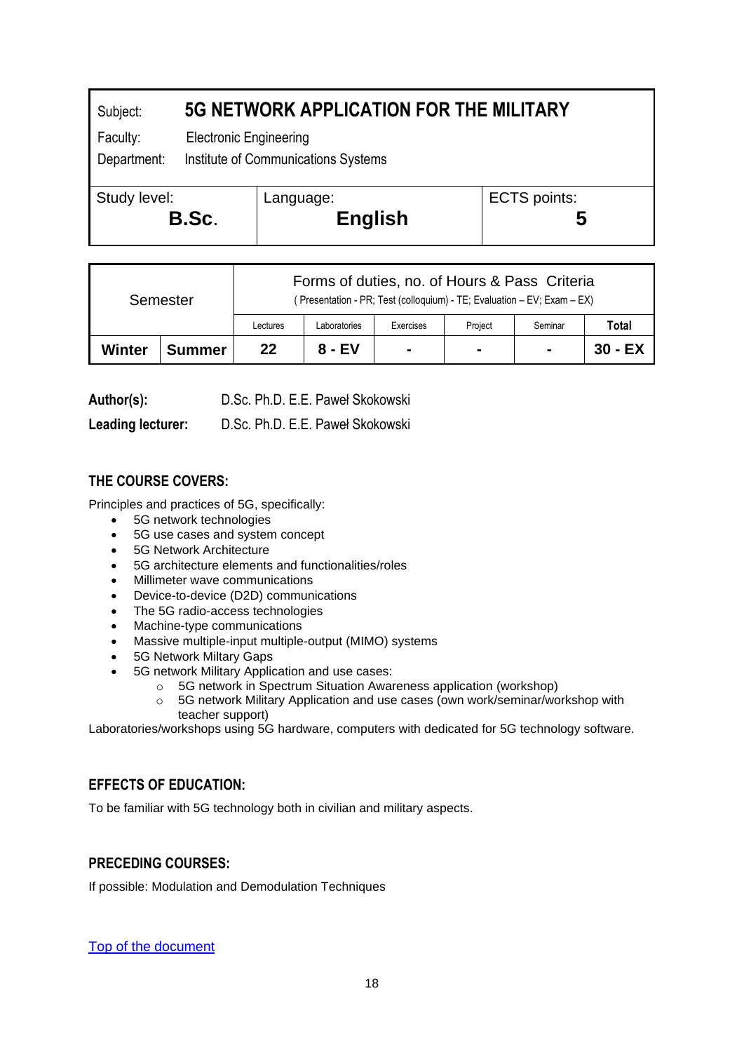| Subject: | **5G NETWORK APPLICATION FOR THE MILITARY** | |
|---|---|---|
| Faculty: | Electronic Engineering | |
| Department: | Institute of Communications Systems | |
| Study level: **B.Sc.** | Language: **English** | ECTS points: **5** |

| Semester | | Forms of duties, no. of Hours & Pass Criteria ( Presentation - PR; Test (colloquium) - TE; Evaluation – EV; Exam – EX) | | | | | |
|---|---|---|---|---|---|---|---|
| | | Lectures | Laboratories | Exercises | Project | Seminar | **Total** |
| **Winter** | **Summer** | **22** | **8 - EV** | **-** | **-** | **-** | **30 - EX** |

**Author(s):** D.Sc. Ph.D. E.E. Paweł Skokowski

**Leading lecturer:** D.Sc. Ph.D. E.E. Paweł Skokowski

## THE COURSE COVERS:

Principles and practices of 5G, specifically:

- 5G network technologies
- 5G use cases and system concept
- 5G Network Architecture
- 5G architecture elements and functionalities/roles
- Millimeter wave communications
- Device-to-device (D2D) communications
- The 5G radio-access technologies
- Machine-type communications
- Massive multiple-input multiple-output (MIMO) systems
- 5G Network Miltary Gaps
- 5G network Military Application and use cases:
  - 5G network in Spectrum Situation Awareness application (workshop)
  - 5G network Military Application and use cases (own work/seminar/workshop with teacher support)

Laboratories/workshops using 5G hardware, computers with dedicated for 5G technology software.

## EFFECTS OF EDUCATION:

To be familiar with 5G technology both in civilian and military aspects.

## PRECEDING COURSES:

If possible: Modulation and Demodulation Techniques

Top of the document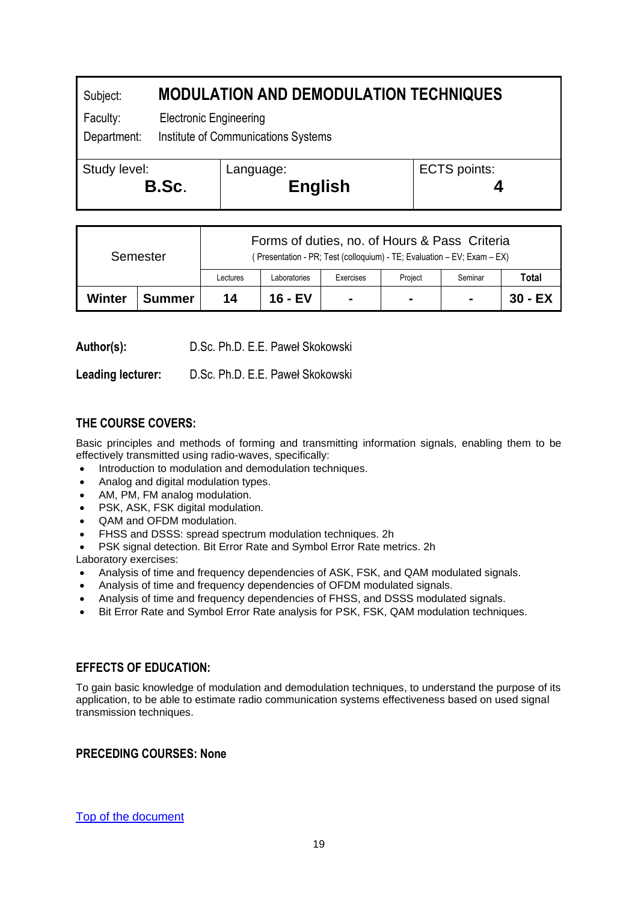| | | |
|---|---|---|
| Subject: | **MODULATION AND DEMODULATION TECHNIQUES** | |
| Faculty: | Electronic Engineering | |
| Department: | Institute of Communications Systems | |
| Study level: **B.Sc.** | Language: **English** | ECTS points: **4** |

| Semester | | Forms of duties, no. of Hours & Pass Criteria (Presentation - PR; Test (colloquium) - TE; Evaluation – EV; Exam – EX) | | | | | |
|---|---|---|---|---|---|---|---|
| | | Lectures | Laboratories | Exercises | Project | Seminar | **Total** |
| **Winter** | **Summer** | **14** | **16 - EV** | **-** | **-** | **-** | **30 - EX** |

**Author(s):** D.Sc. Ph.D. E.E. Paweł Skokowski

**Leading lecturer:** D.Sc. Ph.D. E.E. Paweł Skokowski

## THE COURSE COVERS:

Basic principles and methods of forming and transmitting information signals, enabling them to be effectively transmitted using radio-waves, specifically:

- Introduction to modulation and demodulation techniques.
- Analog and digital modulation types.
- AM, PM, FM analog modulation.
- PSK, ASK, FSK digital modulation.
- QAM and OFDM modulation.
- FHSS and DSSS: spread spectrum modulation techniques. 2h
- PSK signal detection. Bit Error Rate and Symbol Error Rate metrics. 2h

Laboratory exercises:

- Analysis of time and frequency dependencies of ASK, FSK, and QAM modulated signals.
- Analysis of time and frequency dependencies of OFDM modulated signals.
- Analysis of time and frequency dependencies of FHSS, and DSSS modulated signals.
- Bit Error Rate and Symbol Error Rate analysis for PSK, FSK, QAM modulation techniques.

## EFFECTS OF EDUCATION:

To gain basic knowledge of modulation and demodulation techniques, to understand the purpose of its application, to be able to estimate radio communication systems effectiveness based on used signal transmission techniques.

## PRECEDING COURSES: None

Top of the document